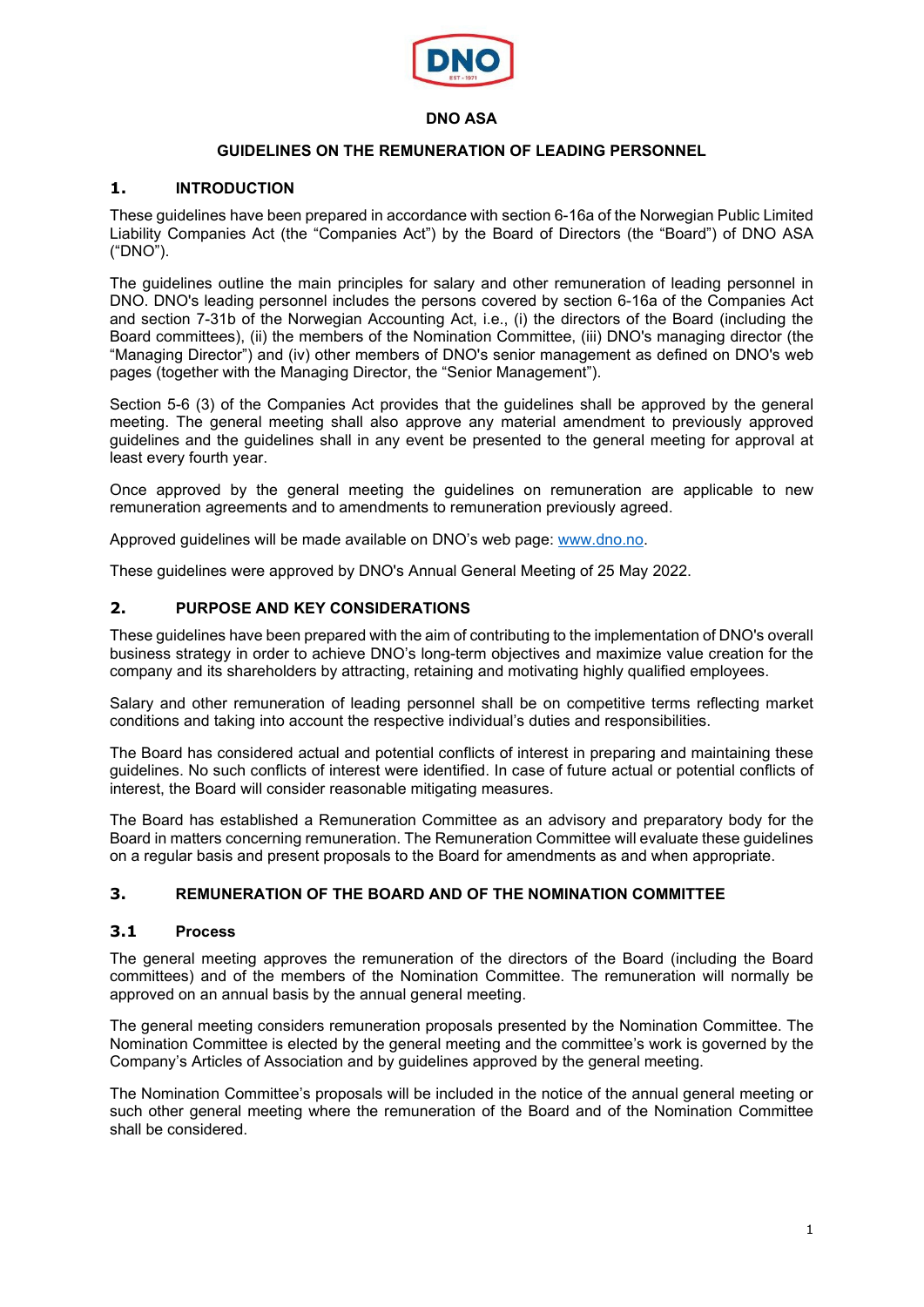**DNO ASA**

**GUIDELINES ON THE REMUNERATION OF LEADING PERSONNEL**

## 1. INTRODUCTION

These guidelines have been prepared in accordance with section 6-16a of the Norwegian Public Limited Liability Companies Act (the "Companies Act") by the Board of Directors (the "Board") of DNO ASA ("DNO").

The guidelines outline the main principles for salary and other remuneration of leading personnel in DNO. DNO's leading personnel includes the persons covered by section 6-16a of the Companies Act and section 7-31b of the Norwegian Accounting Act, i.e., (i) the directors of the Board (including the Board committees), (ii) the members of the Nomination Committee, (iii) DNO's managing director (the "Managing Director") and (iv) other members of DNO's senior management as defined on DNO's web pages (together with the Managing Director, the "Senior Management").

Section 5-6 (3) of the Companies Act provides that the guidelines shall be approved by the general meeting. The general meeting shall also approve any material amendment to previously approved guidelines and the guidelines shall in any event be presented to the general meeting for approval at least every fourth year.

Once approved by the general meeting the guidelines on remuneration are applicable to new remuneration agreements and to amendments to remuneration previously agreed.

Approved guidelines will be made available on DNO's web page: www.dno.no.

These guidelines were approved by DNO's Annual General Meeting of 25 May 2022.

## 2. PURPOSE AND KEY CONSIDERATIONS

These guidelines have been prepared with the aim of contributing to the implementation of DNO's overall business strategy in order to achieve DNO's long-term objectives and maximize value creation for the company and its shareholders by attracting, retaining and motivating highly qualified employees.

Salary and other remuneration of leading personnel shall be on competitive terms reflecting market conditions and taking into account the respective individual's duties and responsibilities.

The Board has considered actual and potential conflicts of interest in preparing and maintaining these guidelines. No such conflicts of interest were identified. In case of future actual or potential conflicts of interest, the Board will consider reasonable mitigating measures.

The Board has established a Remuneration Committee as an advisory and preparatory body for the Board in matters concerning remuneration. The Remuneration Committee will evaluate these guidelines on a regular basis and present proposals to the Board for amendments as and when appropriate.

## 3. REMUNERATION OF THE BOARD AND OF THE NOMINATION COMMITTEE

### 3.1 Process

The general meeting approves the remuneration of the directors of the Board (including the Board committees) and of the members of the Nomination Committee. The remuneration will normally be approved on an annual basis by the annual general meeting.

The general meeting considers remuneration proposals presented by the Nomination Committee. The Nomination Committee is elected by the general meeting and the committee's work is governed by the Company's Articles of Association and by guidelines approved by the general meeting.

The Nomination Committee's proposals will be included in the notice of the annual general meeting or such other general meeting where the remuneration of the Board and of the Nomination Committee shall be considered.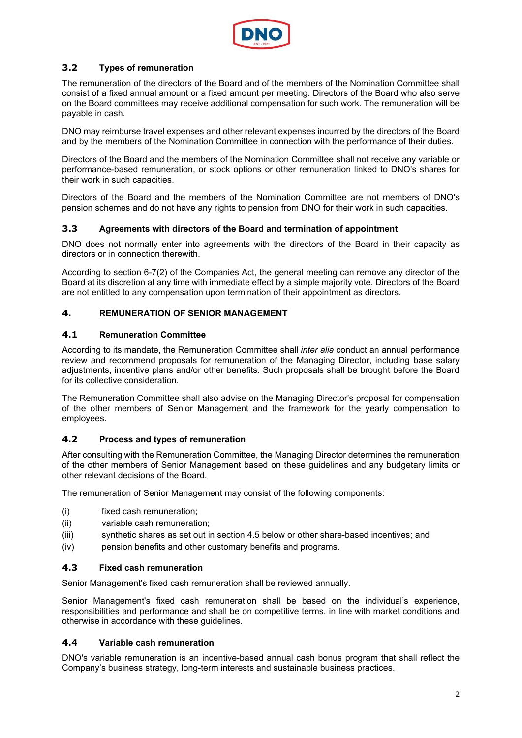### 3.2 Types of remuneration

The remuneration of the directors of the Board and of the members of the Nomination Committee shall consist of a fixed annual amount or a fixed amount per meeting. Directors of the Board who also serve on the Board committees may receive additional compensation for such work. The remuneration will be payable in cash.

DNO may reimburse travel expenses and other relevant expenses incurred by the directors of the Board and by the members of the Nomination Committee in connection with the performance of their duties.

Directors of the Board and the members of the Nomination Committee shall not receive any variable or performance-based remuneration, or stock options or other remuneration linked to DNO's shares for their work in such capacities.

Directors of the Board and the members of the Nomination Committee are not members of DNO's pension schemes and do not have any rights to pension from DNO for their work in such capacities.

### 3.3 Agreements with directors of the Board and termination of appointment

DNO does not normally enter into agreements with the directors of the Board in their capacity as directors or in connection therewith.

According to section 6-7(2) of the Companies Act, the general meeting can remove any director of the Board at its discretion at any time with immediate effect by a simple majority vote. Directors of the Board are not entitled to any compensation upon termination of their appointment as directors.

## 4. REMUNERATION OF SENIOR MANAGEMENT

### 4.1 Remuneration Committee

According to its mandate, the Remuneration Committee shall *inter alia* conduct an annual performance review and recommend proposals for remuneration of the Managing Director, including base salary adjustments, incentive plans and/or other benefits. Such proposals shall be brought before the Board for its collective consideration.

The Remuneration Committee shall also advise on the Managing Director's proposal for compensation of the other members of Senior Management and the framework for the yearly compensation to employees.

### 4.2 Process and types of remuneration

After consulting with the Remuneration Committee, the Managing Director determines the remuneration of the other members of Senior Management based on these guidelines and any budgetary limits or other relevant decisions of the Board.

The remuneration of Senior Management may consist of the following components:

(i) fixed cash remuneration;
(ii) variable cash remuneration;
(iii) synthetic shares as set out in section 4.5 below or other share-based incentives; and
(iv) pension benefits and other customary benefits and programs.

### 4.3 Fixed cash remuneration

Senior Management's fixed cash remuneration shall be reviewed annually.

Senior Management's fixed cash remuneration shall be based on the individual's experience, responsibilities and performance and shall be on competitive terms, in line with market conditions and otherwise in accordance with these guidelines.

### 4.4 Variable cash remuneration

DNO's variable remuneration is an incentive-based annual cash bonus program that shall reflect the Company's business strategy, long-term interests and sustainable business practices.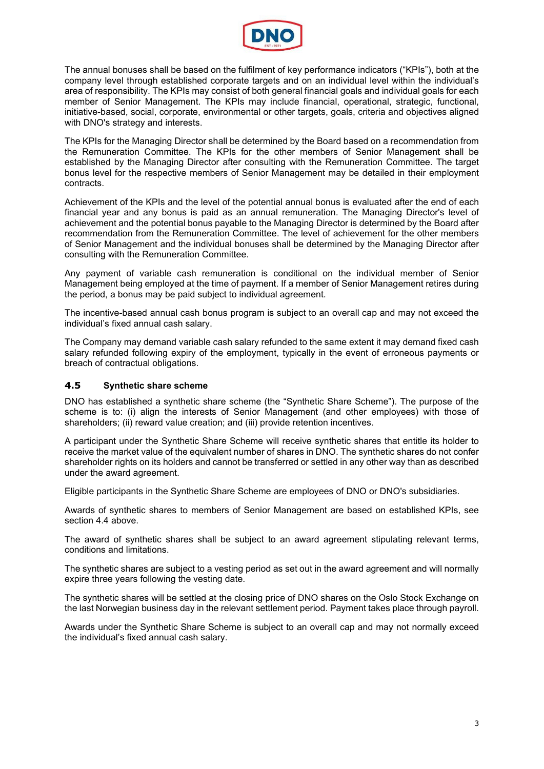The annual bonuses shall be based on the fulfilment of key performance indicators ("KPIs"), both at the company level through established corporate targets and on an individual level within the individual's area of responsibility. The KPIs may consist of both general financial goals and individual goals for each member of Senior Management. The KPIs may include financial, operational, strategic, functional, initiative-based, social, corporate, environmental or other targets, goals, criteria and objectives aligned with DNO's strategy and interests.

The KPIs for the Managing Director shall be determined by the Board based on a recommendation from the Remuneration Committee. The KPIs for the other members of Senior Management shall be established by the Managing Director after consulting with the Remuneration Committee. The target bonus level for the respective members of Senior Management may be detailed in their employment contracts.

Achievement of the KPIs and the level of the potential annual bonus is evaluated after the end of each financial year and any bonus is paid as an annual remuneration. The Managing Director's level of achievement and the potential bonus payable to the Managing Director is determined by the Board after recommendation from the Remuneration Committee. The level of achievement for the other members of Senior Management and the individual bonuses shall be determined by the Managing Director after consulting with the Remuneration Committee.

Any payment of variable cash remuneration is conditional on the individual member of Senior Management being employed at the time of payment. If a member of Senior Management retires during the period, a bonus may be paid subject to individual agreement.

The incentive-based annual cash bonus program is subject to an overall cap and may not exceed the individual's fixed annual cash salary.

The Company may demand variable cash salary refunded to the same extent it may demand fixed cash salary refunded following expiry of the employment, typically in the event of erroneous payments or breach of contractual obligations.

### 4.5 Synthetic share scheme

DNO has established a synthetic share scheme (the "Synthetic Share Scheme"). The purpose of the scheme is to: (i) align the interests of Senior Management (and other employees) with those of shareholders; (ii) reward value creation; and (iii) provide retention incentives.

A participant under the Synthetic Share Scheme will receive synthetic shares that entitle its holder to receive the market value of the equivalent number of shares in DNO. The synthetic shares do not confer shareholder rights on its holders and cannot be transferred or settled in any other way than as described under the award agreement.

Eligible participants in the Synthetic Share Scheme are employees of DNO or DNO's subsidiaries.

Awards of synthetic shares to members of Senior Management are based on established KPIs, see section 4.4 above.

The award of synthetic shares shall be subject to an award agreement stipulating relevant terms, conditions and limitations.

The synthetic shares are subject to a vesting period as set out in the award agreement and will normally expire three years following the vesting date.

The synthetic shares will be settled at the closing price of DNO shares on the Oslo Stock Exchange on the last Norwegian business day in the relevant settlement period. Payment takes place through payroll.

Awards under the Synthetic Share Scheme is subject to an overall cap and may not normally exceed the individual's fixed annual cash salary.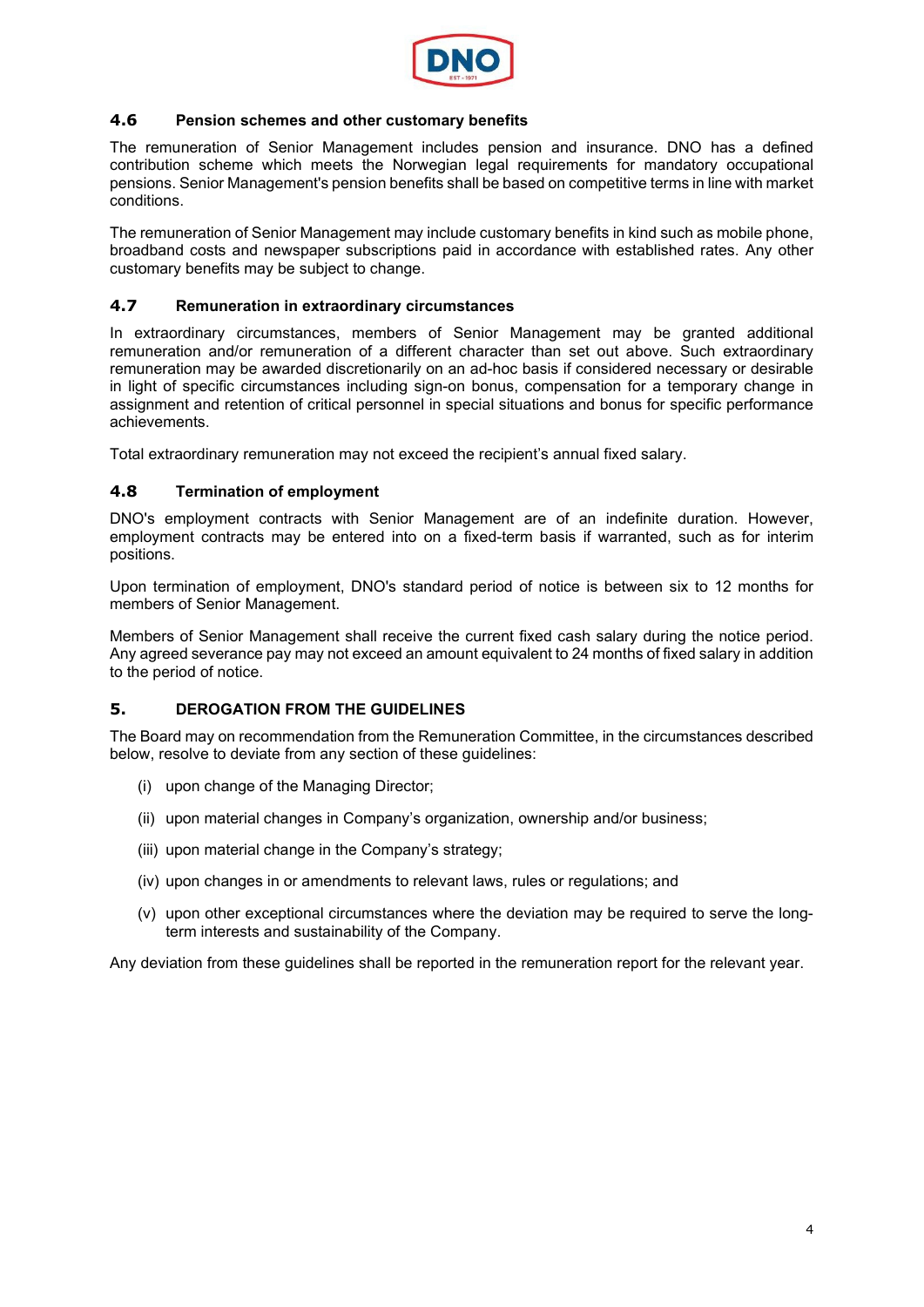### 4.6 Pension schemes and other customary benefits

The remuneration of Senior Management includes pension and insurance. DNO has a defined contribution scheme which meets the Norwegian legal requirements for mandatory occupational pensions. Senior Management's pension benefits shall be based on competitive terms in line with market conditions.

The remuneration of Senior Management may include customary benefits in kind such as mobile phone, broadband costs and newspaper subscriptions paid in accordance with established rates. Any other customary benefits may be subject to change.

### 4.7 Remuneration in extraordinary circumstances

In extraordinary circumstances, members of Senior Management may be granted additional remuneration and/or remuneration of a different character than set out above. Such extraordinary remuneration may be awarded discretionarily on an ad-hoc basis if considered necessary or desirable in light of specific circumstances including sign-on bonus, compensation for a temporary change in assignment and retention of critical personnel in special situations and bonus for specific performance achievements.

Total extraordinary remuneration may not exceed the recipient's annual fixed salary.

### 4.8 Termination of employment

DNO's employment contracts with Senior Management are of an indefinite duration. However, employment contracts may be entered into on a fixed-term basis if warranted, such as for interim positions.

Upon termination of employment, DNO's standard period of notice is between six to 12 months for members of Senior Management.

Members of Senior Management shall receive the current fixed cash salary during the notice period. Any agreed severance pay may not exceed an amount equivalent to 24 months of fixed salary in addition to the period of notice.

## 5. DEROGATION FROM THE GUIDELINES

The Board may on recommendation from the Remuneration Committee, in the circumstances described below, resolve to deviate from any section of these guidelines:

(i) upon change of the Managing Director;

(ii) upon material changes in Company's organization, ownership and/or business;

(iii) upon material change in the Company's strategy;

(iv) upon changes in or amendments to relevant laws, rules or regulations; and

(v) upon other exceptional circumstances where the deviation may be required to serve the long-term interests and sustainability of the Company.

Any deviation from these guidelines shall be reported in the remuneration report for the relevant year.